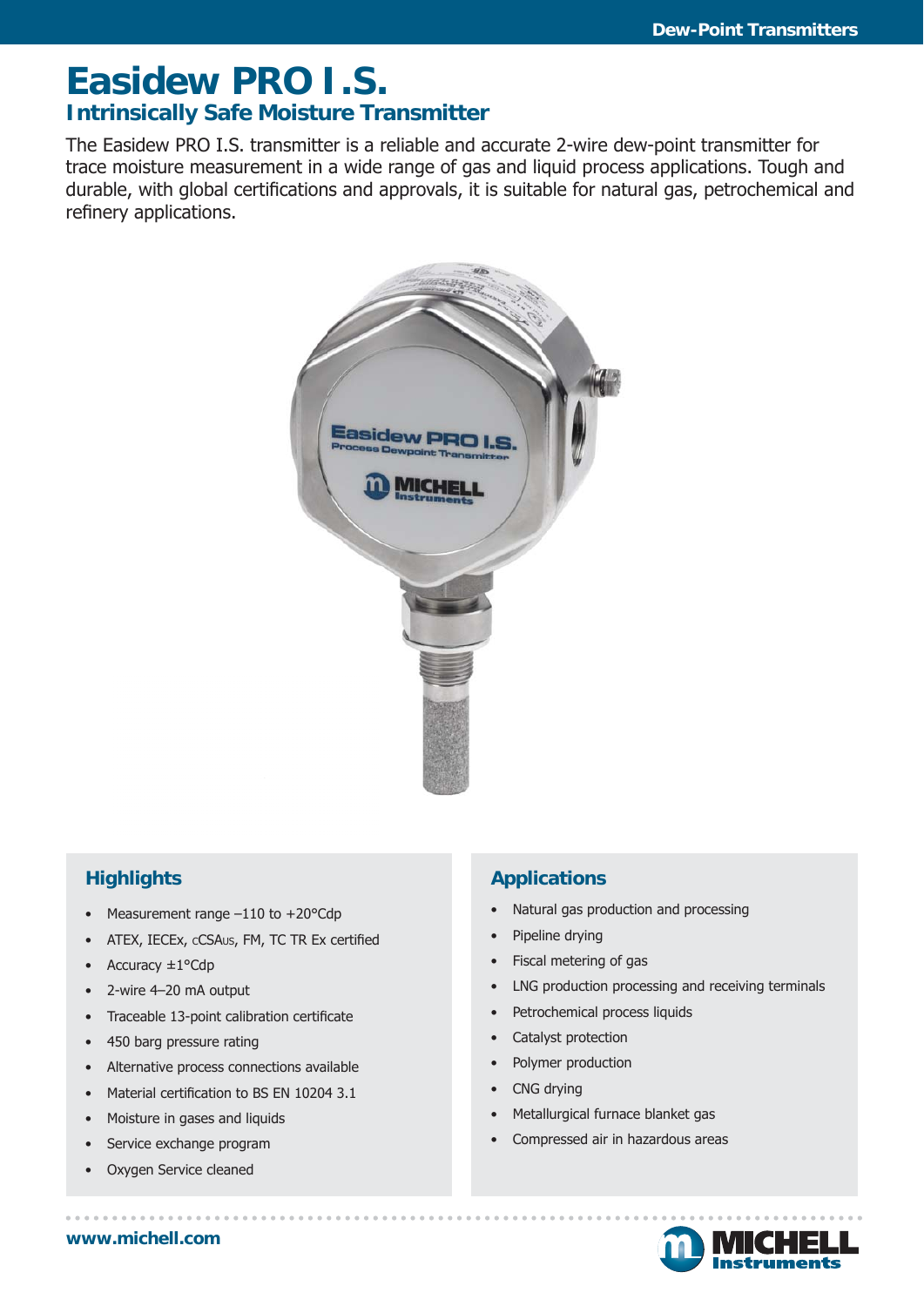# Easidew PRO I.S.

## Intrinsically Safe Moisture Transmitter

The Easidew PRO I.S. transmitter is a reliable and accurate 2-wire dew-point transmitter for trace moisture measurement in a wide range of gas and liquid process applications. Tough and durable, with global certifications and approvals, it is suitable for natural gas, petrochemical and refinery applications.

### Highlights

- Measurement range –110 to +20°Cdp
- ATEX, IECEx, cCSAus, FM, TC TR Ex certified
- Accuracy ±1°Cdp
- 2-wire 4–20 mA output
- Traceable 13-point calibration certificate
- 450 barg pressure rating
- Alternative process connections available
- Material certification to BS EN 10204 3.1
- Moisture in gases and liquids
- Service exchange program
- Oxygen Service cleaned

### Applications

- Natural gas production and processing
- Pipeline drying
- Fiscal metering of gas
- LNG production processing and receiving terminals
- Petrochemical process liquids
- Catalyst protection
- Polymer production
- CNG drying
- Metallurgical furnace blanket gas
- Compressed air in hazardous areas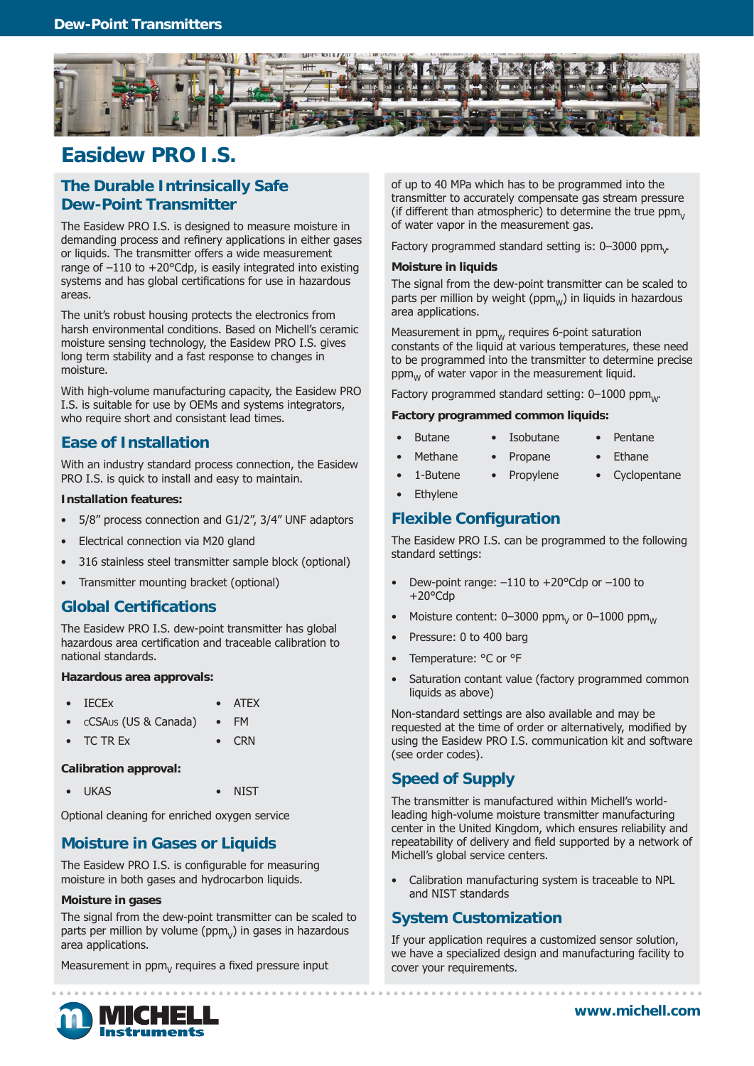# Easidew PRO I.S.

## The Durable Intrinsically Safe Dew-Point Transmitter

The Easidew PRO I.S. is designed to measure moisture in demanding process and refinery applications in either gases or liquids. The transmitter offers a wide measurement range of –110 to +20°Cdp, is easily integrated into existing systems and has global certifications for use in hazardous areas.

The unit's robust housing protects the electronics from harsh environmental conditions. Based on Michell's ceramic moisture sensing technology, the Easidew PRO I.S. gives long term stability and a fast response to changes in moisture.

With high-volume manufacturing capacity, the Easidew PRO I.S. is suitable for use by OEMs and systems integrators, who require short and consistant lead times.

## Ease of Installation

With an industry standard process connection, the Easidew PRO I.S. is quick to install and easy to maintain.

**Installation features:**

- 5/8" process connection and G1/2", 3/4" UNF adaptors
- Electrical connection via M20 gland
- 316 stainless steel transmitter sample block (optional)
- Transmitter mounting bracket (optional)

## Global Certifications

The Easidew PRO I.S. dew-point transmitter has global hazardous area certification and traceable calibration to national standards.

**Hazardous area approvals:**

- IECEx
- ATEX
- cCSAus (US & Canada)
- FM
- TC TR Ex
- CRN

**Calibration approval:**

- UKAS
- NIST

Optional cleaning for enriched oxygen service

## Moisture in Gases or Liquids

The Easidew PRO I.S. is configurable for measuring moisture in both gases and hydrocarbon liquids.

**Moisture in gases**

The signal from the dew-point transmitter can be scaled to parts per million by volume ($ppm_V$) in gases in hazardous area applications.

Measurement in $ppm_V$ requires a fixed pressure input of up to 40 MPa which has to be programmed into the transmitter to accurately compensate gas stream pressure (if different than atmospheric) to determine the true $ppm_V$ of water vapor in the measurement gas.

Factory programmed standard setting is: 0–3000 $ppm_V$.

**Moisture in liquids**

The signal from the dew-point transmitter can be scaled to parts per million by weight ($ppm_W$) in liquids in hazardous area applications.

Measurement in $ppm_W$ requires 6-point saturation constants of the liquid at various temperatures, these need to be programmed into the transmitter to determine precise $ppm_W$ of water vapor in the measurement liquid.

Factory programmed standard setting: 0–1000 $ppm_W$.

**Factory programmed common liquids:**

- Butane
- Isobutane
- Pentane
- Methane
- Propane
- Ethane
- 1-Butene
- Propylene
- Cyclopentane
- Ethylene

## Flexible Configuration

The Easidew PRO I.S. can be programmed to the following standard settings:

- Dew-point range: –110 to +20°Cdp or –100 to +20°Cdp
- Moisture content: 0–3000 $ppm_V$ or 0–1000 $ppm_W$
- Pressure: 0 to 400 barg
- Temperature: °C or °F
- Saturation contant value (factory programmed common liquids as above)

Non-standard settings are also available and may be requested at the time of order or alternatively, modified by using the Easidew PRO I.S. communication kit and software (see order codes).

## Speed of Supply

The transmitter is manufactured within Michell's world-leading high-volume moisture transmitter manufacturing center in the United Kingdom, which ensures reliability and repeatability of delivery and field supported by a network of Michell's global service centers.

- Calibration manufacturing system is traceable to NPL and NIST standards

## System Customization

If your application requires a customized sensor solution, we have a specialized design and manufacturing facility to cover your requirements.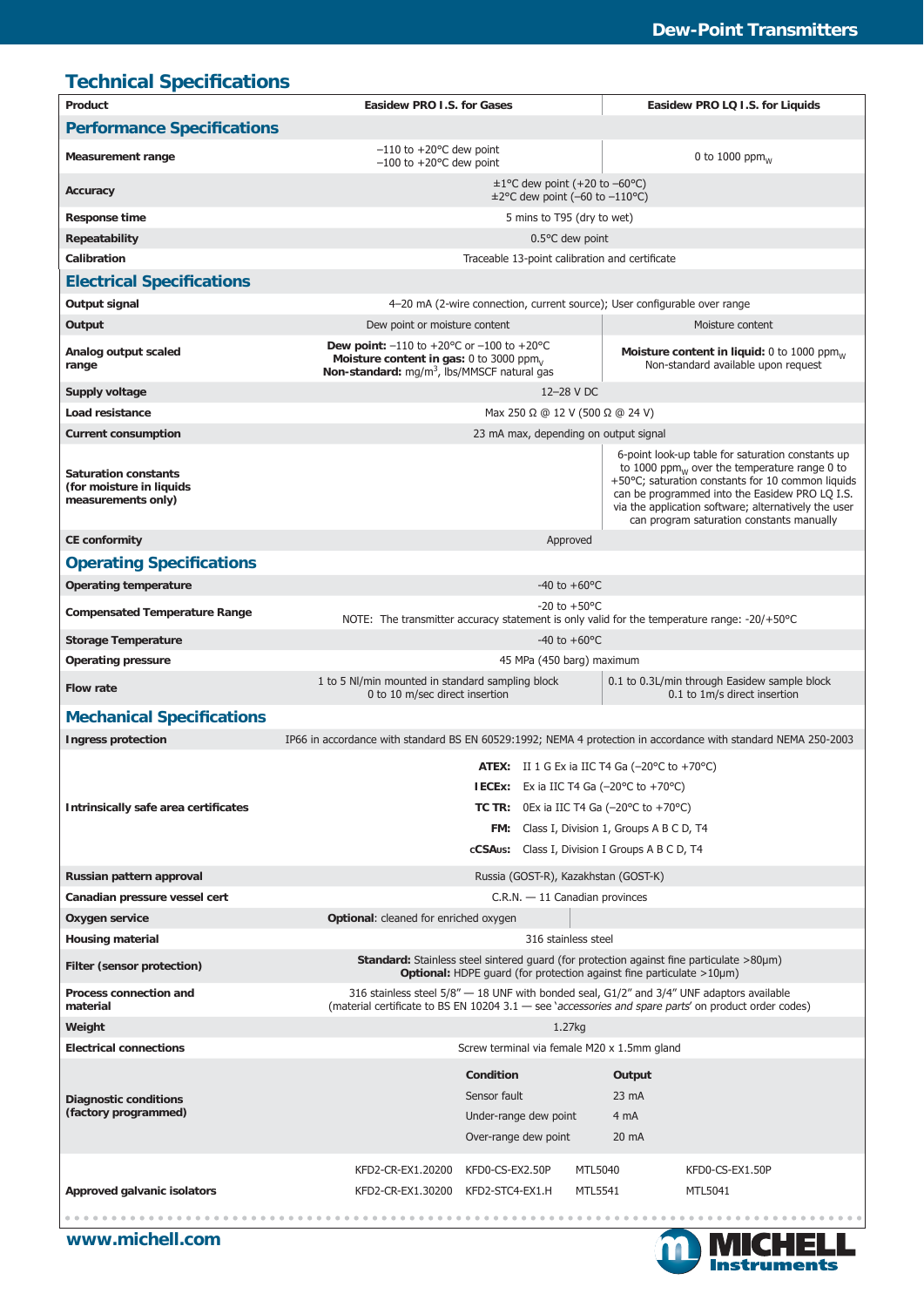# Technical Specifications

| Product | Easidew PRO I.S. for Gases | Easidew PRO LQ I.S. for Liquids |
|---|---|---|
| **Performance Specifications** | | |
| Measurement range | −110 to +20°C dew point<br>−100 to +20°C dew point | 0 to 1000 $ppm_W$ |
| Accuracy | ±1°C dew point (+20 to −60°C)<br>±2°C dew point (−60 to −110°C) | |
| Response time | 5 mins to T95 (dry to wet) | |
| Repeatability | 0.5°C dew point | |
| Calibration | Traceable 13-point calibration and certificate | |
| **Electrical Specifications** | | |
| Output signal | 4–20 mA (2-wire connection, current source); User configurable over range | |
| Output | Dew point or moisture content | Moisture content |
| Analog output scaled range | **Dew point:** −110 to +20°C or −100 to +20°C<br>**Moisture content in gas:** 0 to 3000 $ppm_V$<br>**Non-standard:** $mg/m^3$, lbs/MMSCF natural gas | **Moisture content in liquid:** 0 to 1000 $ppm_W$<br>Non-standard available upon request |
| Supply voltage | 12–28 V DC | |
| Load resistance | Max 250 Ω @ 12 V (500 Ω @ 24 V) | |
| Current consumption | 23 mA max, depending on output signal | |
| Saturation constants (for moisture in liquids measurements only) | | 6-point look-up table for saturation constants up to 1000 $ppm_W$ over the temperature range 0 to +50°C; saturation constants for 10 common liquids can be programmed into the Easidew PRO LQ I.S. via the application software; alternatively the user can program saturation constants manually |
| CE conformity | Approved | |
| **Operating Specifications** | | |
| Operating temperature | -40 to +60°C | |
| Compensated Temperature Range | -20 to +50°C<br>NOTE: The transmitter accuracy statement is only valid for the temperature range: -20/+50°C | |
| Storage Temperature | -40 to +60°C | |
| Operating pressure | 45 MPa (450 barg) maximum | |
| Flow rate | 1 to 5 Nl/min mounted in standard sampling block<br>0 to 10 m/sec direct insertion | 0.1 to 0.3L/min through Easidew sample block<br>0.1 to 1m/s direct insertion |
| **Mechanical Specifications** | | |
| Ingress protection | IP66 in accordance with standard BS EN 60529:1992; NEMA 4 protection in accordance with standard NEMA 250-2003 | |
| Intrinsically safe area certificates | **ATEX:** II 1 G Ex ia IIC T4 Ga (−20°C to +70°C)<br>**IECEx:** Ex ia IIC T4 Ga (−20°C to +70°C)<br>**TC TR:** 0Ex ia IIC T4 Ga (−20°C to +70°C)<br>**FM:** Class I, Division 1, Groups A B C D, T4<br>**cCSAus:** Class I, Division I Groups A B C D, T4 | |
| Russian pattern approval | Russia (GOST-R), Kazakhstan (GOST-K) | |
| Canadian pressure vessel cert | C.R.N. — 11 Canadian provinces | |
| Oxygen service | **Optional**: cleaned for enriched oxygen | |
| Housing material | 316 stainless steel | |
| Filter (sensor protection) | **Standard:** Stainless steel sintered guard (for protection against fine particulate >80μm)<br>**Optional:** HDPE guard (for protection against fine particulate >10μm) | |
| Process connection and material | 316 stainless steel 5/8" — 18 UNF with bonded seal, G1/2" and 3/4" UNF adaptors available<br>(material certificate to BS EN 10204 3.1 — see '*accessories and spare parts*' on product order codes) | |
| Weight | 1.27kg | |
| Electrical connections | Screw terminal via female M20 x 1.5mm gland | |
| Diagnostic conditions (factory programmed) | **Condition** / **Output**<br>Sensor fault / 23 mA<br>Under-range dew point / 4 mA<br>Over-range dew point / 20 mA | |
| Approved galvanic isolators | KFD2-CR-EX1.20200, KFD0-CS-EX2.50P, MTL5040, KFD0-CS-EX1.50P<br>KFD2-CR-EX1.30200, KFD2-STC4-EX1.H, MTL5541, MTL5041 | |

www.michell.com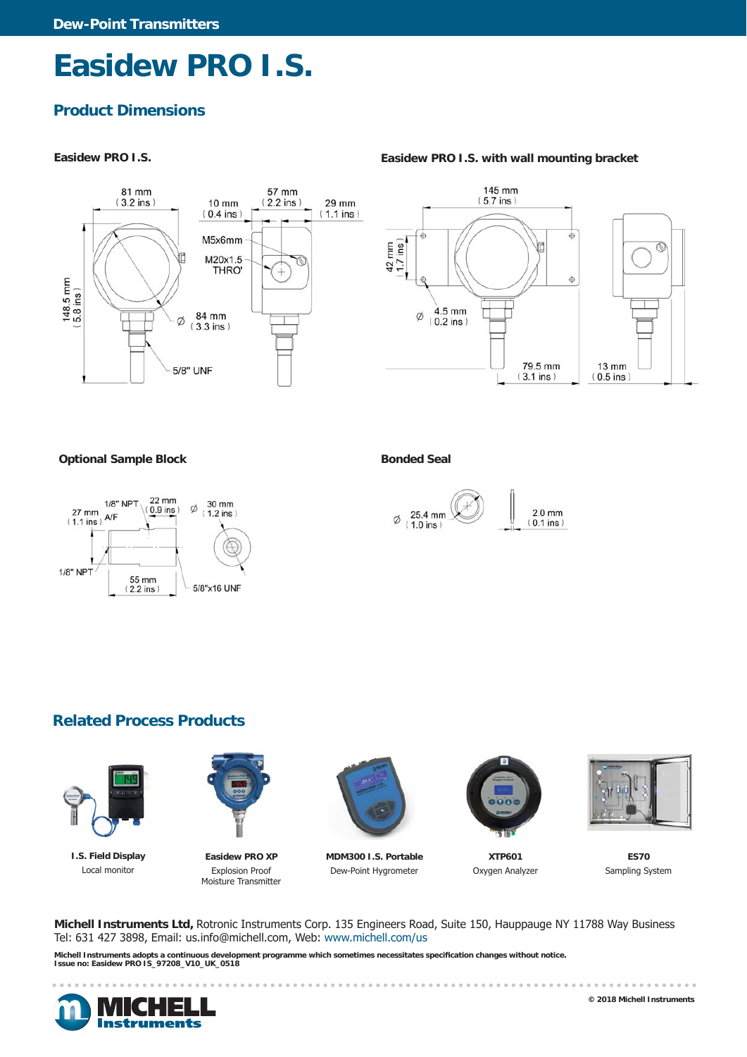# Easidew PRO I.S.

## Product Dimensions

### Easidew PRO I.S.

81 mm
( 3.2 ins )

10 mm
( 0.4 ins )

57 mm
( 2.2 ins )

29 mm
( 1.1 ins )

M5x6mm

M20x1.5
THRO'

148.5 mm
( 5.8 ins )

Ø 84 mm
( 3.3 ins )

5/8" UNF

### Easidew PRO I.S. with wall mounting bracket

145 mm
( 5.7 ins )

42 mm
( 1.7 ins )

Ø 4.5 mm
( 0.2 ins )

79.5 mm
( 3.1 ins )

13 mm
( 0.5 ins )

### Optional Sample Block

1/8" NPT

22 mm
( 0.9 ins )

27 mm
( 1.1 ins )

A/F

Ø 30 mm
( 1.2 ins )

1/8" NPT

55 mm
( 2.2 ins )

5/8"x16 UNF

### Bonded Seal

Ø 25.4 mm
( 1.0 ins )

2.0 mm
( 0.1 ins )

## Related Process Products

**I.S. Field Display**
Local monitor

**Easidew PRO XP**
Explosion Proof
Moisture Transmitter

**MDM300 I.S. Portable**
Dew-Point Hygrometer

**XTP601**
Oxygen Analyzer

**ES70**
Sampling System

**Michell Instruments Ltd,** Rotronic Instruments Corp. 135 Engineers Road, Suite 150, Hauppauge NY 11788 Way Business
Tel: 631 427 3898, Email: us.info@michell.com, Web: www.michell.com/us

**Michell Instruments adopts a continuous development programme which sometimes necessitates specification changes without notice.**
**Issue no: Easidew PRO IS_97208_V10_UK_0518**

© 2018 Michell Instruments